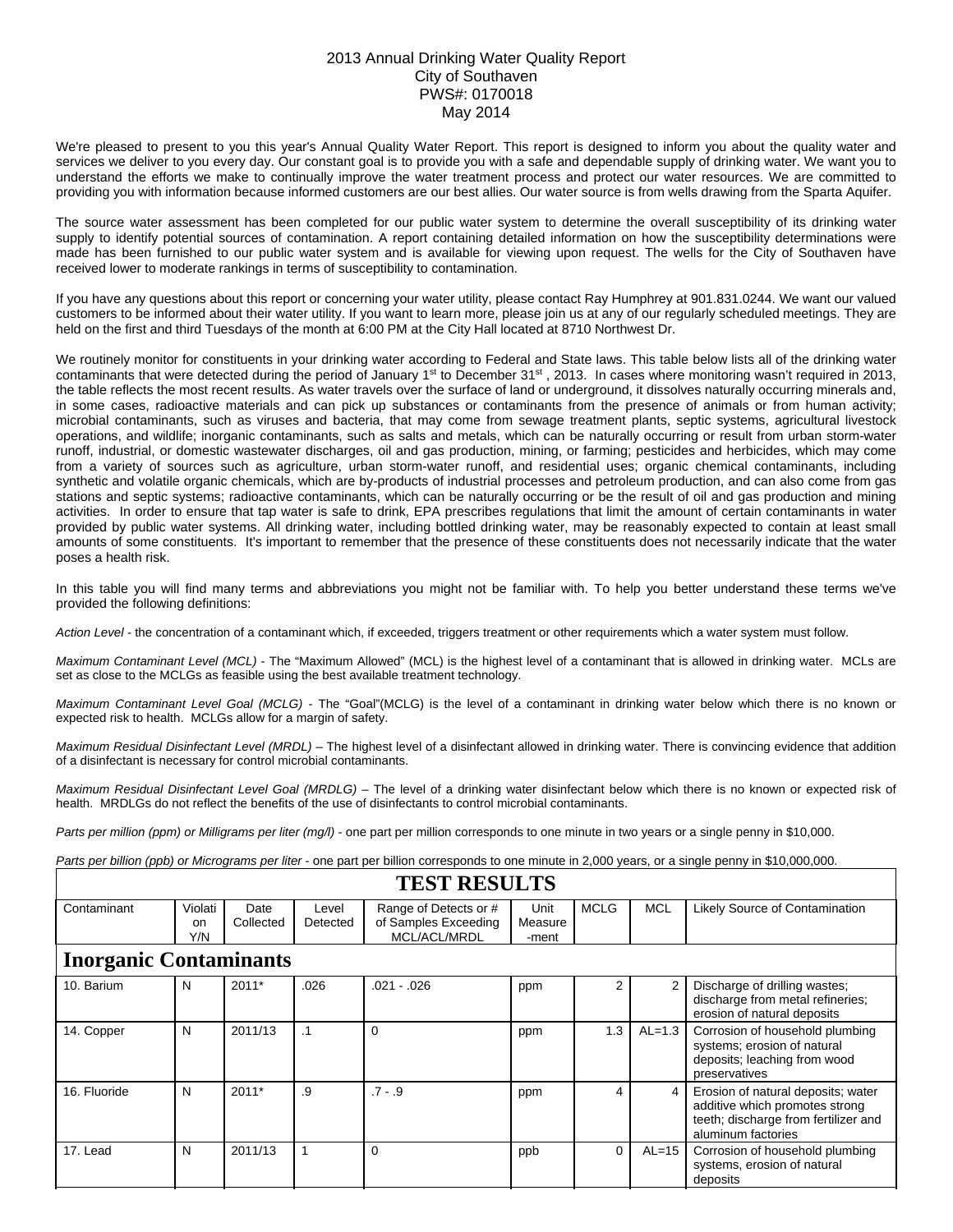2013 Annual Drinking Water Quality Report
City of Southaven
PWS#: 0170018
May 2014

We're pleased to present to you this year's Annual Quality Water Report. This report is designed to inform you about the quality water and services we deliver to you every day. Our constant goal is to provide you with a safe and dependable supply of drinking water. We want you to understand the efforts we make to continually improve the water treatment process and protect our water resources. We are committed to providing you with information because informed customers are our best allies. Our water source is from wells drawing from the Sparta Aquifer.

The source water assessment has been completed for our public water system to determine the overall susceptibility of its drinking water supply to identify potential sources of contamination. A report containing detailed information on how the susceptibility determinations were made has been furnished to our public water system and is available for viewing upon request. The wells for the City of Southaven have received lower to moderate rankings in terms of susceptibility to contamination.

If you have any questions about this report or concerning your water utility, please contact Ray Humphrey at 901.831.0244. We want our valued customers to be informed about their water utility. If you want to learn more, please join us at any of our regularly scheduled meetings. They are held on the first and third Tuesdays of the month at 6:00 PM at the City Hall located at 8710 Northwest Dr.

We routinely monitor for constituents in your drinking water according to Federal and State laws. This table below lists all of the drinking water contaminants that were detected during the period of January 1st to December 31st , 2013. In cases where monitoring wasn't required in 2013, the table reflects the most recent results. As water travels over the surface of land or underground, it dissolves naturally occurring minerals and, in some cases, radioactive materials and can pick up substances or contaminants from the presence of animals or from human activity; microbial contaminants, such as viruses and bacteria, that may come from sewage treatment plants, septic systems, agricultural livestock operations, and wildlife; inorganic contaminants, such as salts and metals, which can be naturally occurring or result from urban storm-water runoff, industrial, or domestic wastewater discharges, oil and gas production, mining, or farming; pesticides and herbicides, which may come from a variety of sources such as agriculture, urban storm-water runoff, and residential uses; organic chemical contaminants, including synthetic and volatile organic chemicals, which are by-products of industrial processes and petroleum production, and can also come from gas stations and septic systems; radioactive contaminants, which can be naturally occurring or be the result of oil and gas production and mining activities. In order to ensure that tap water is safe to drink, EPA prescribes regulations that limit the amount of certain contaminants in water provided by public water systems. All drinking water, including bottled drinking water, may be reasonably expected to contain at least small amounts of some constituents. It's important to remember that the presence of these constituents does not necessarily indicate that the water poses a health risk.

In this table you will find many terms and abbreviations you might not be familiar with. To help you better understand these terms we've provided the following definitions:

*Action Level* - the concentration of a contaminant which, if exceeded, triggers treatment or other requirements which a water system must follow.

*Maximum Contaminant Level (MCL)* - The "Maximum Allowed" (MCL) is the highest level of a contaminant that is allowed in drinking water. MCLs are set as close to the MCLGs as feasible using the best available treatment technology.

*Maximum Contaminant Level Goal (MCLG)* - The "Goal"(MCLG) is the level of a contaminant in drinking water below which there is no known or expected risk to health. MCLGs allow for a margin of safety.

*Maximum Residual Disinfectant Level (MRDL)* – The highest level of a disinfectant allowed in drinking water. There is convincing evidence that addition of a disinfectant is necessary for control microbial contaminants.

*Maximum Residual Disinfectant Level Goal (MRDLG)* – The level of a drinking water disinfectant below which there is no known or expected risk of health. MRDLGs do not reflect the benefits of the use of disinfectants to control microbial contaminants.

*Parts per million (ppm) or Milligrams per liter (mg/l)* - one part per million corresponds to one minute in two years or a single penny in $10,000.

*Parts per billion (ppb) or Micrograms per liter* - one part per billion corresponds to one minute in 2,000 years, or a single penny in $10,000,000.

**TEST RESULTS**

| Contaminant | Violation Y/N | Date Collected | Level Detected | Range of Detects or # of Samples Exceeding MCL/ACL/MRDL | Unit Measure-ment | MCLG | MCL | Likely Source of Contamination |
|---|---|---|---|---|---|---|---|---|
| **Inorganic Contaminants** | | | | | | | | |
| 10. Barium | N | 2011* | .026 | .021 - .026 | ppm | 2 | 2 | Discharge of drilling wastes; discharge from metal refineries; erosion of natural deposits |
| 14. Copper | N | 2011/13 | .1 | 0 | ppm | 1.3 | AL=1.3 | Corrosion of household plumbing systems; erosion of natural deposits; leaching from wood preservatives |
| 16. Fluoride | N | 2011* | .9 | .7 - .9 | ppm | 4 | 4 | Erosion of natural deposits; water additive which promotes strong teeth; discharge from fertilizer and aluminum factories |
| 17. Lead | N | 2011/13 | 1 | 0 | ppb | 0 | AL=15 | Corrosion of household plumbing systems, erosion of natural deposits |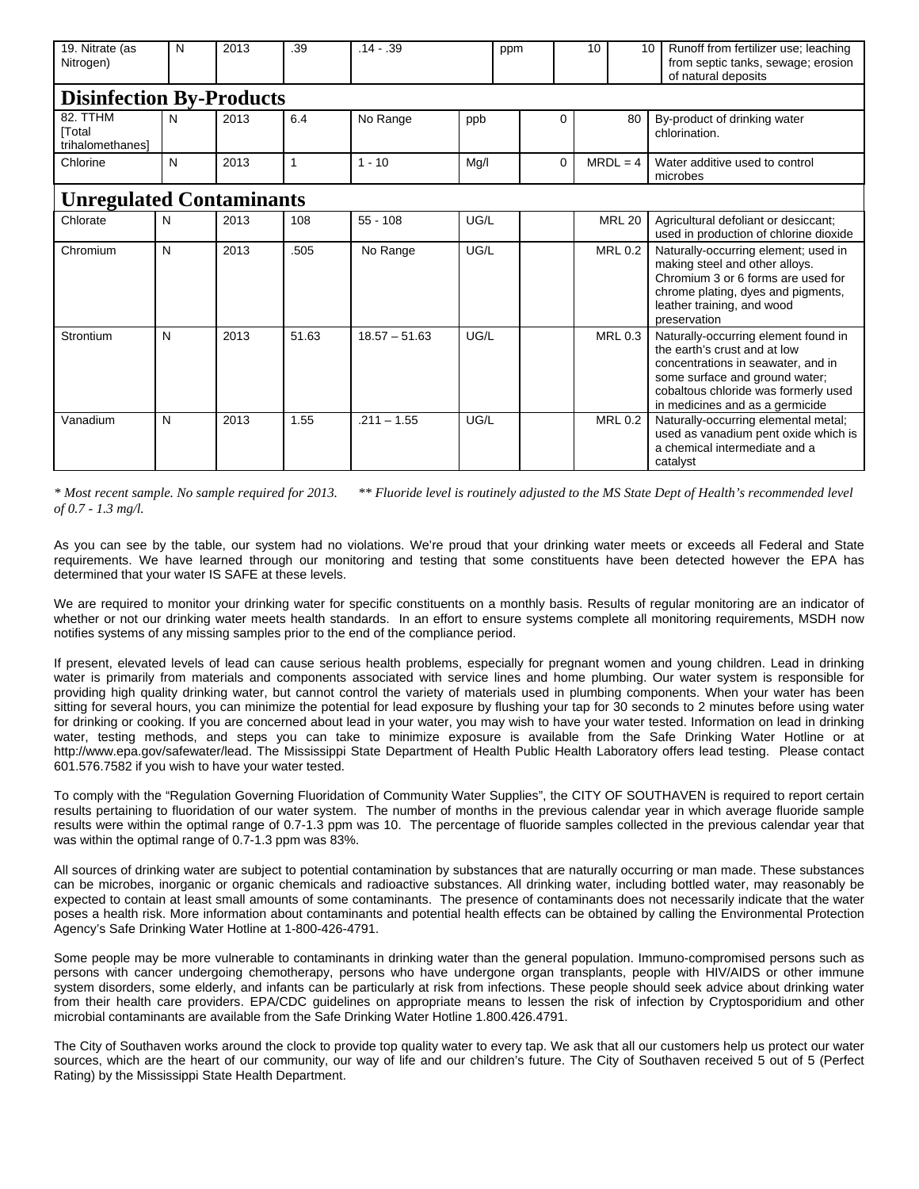| | | | | | | | | | |
|---|---|---|---|---|---|---|---|---|---|
| 19. Nitrate (as Nitrogen) | N | 2013 | .39 | .14 - .39 | ppm | 10 | 10 | Runoff from fertilizer use; leaching from septic tanks, sewage; erosion of natural deposits |
| **Disinfection By-Products** | | | | | | | | |
| 82. TTHM [Total trihalomethanes] | N | 2013 | 6.4 | No Range | ppb | 0 | 80 | By-product of drinking water chlorination. |
| Chlorine | N | 2013 | 1 | 1 - 10 | Mg/l | 0 | MRDL = 4 | Water additive used to control microbes |
| **Unregulated Contaminants** | | | | | | | | |
| Chlorate | N | 2013 | 108 | 55 - 108 | UG/L | | MRL 20 | Agricultural defoliant or desiccant; used in production of chlorine dioxide |
| Chromium | N | 2013 | .505 | No Range | UG/L | | MRL 0.2 | Naturally-occurring element; used in making steel and other alloys. Chromium 3 or 6 forms are used for chrome plating, dyes and pigments, leather training, and wood preservation |
| Strontium | N | 2013 | 51.63 | 18.57 – 51.63 | UG/L | | MRL 0.3 | Naturally-occurring element found in the earth's crust and at low concentrations in seawater, and in some surface and ground water; cobaltous chloride was formerly used in medicines and as a germicide |
| Vanadium | N | 2013 | 1.55 | .211 – 1.55 | UG/L | | MRL 0.2 | Naturally-occurring elemental metal; used as vanadium pent oxide which is a chemical intermediate and a catalyst |

*\* Most recent sample. No sample required for 2013.      \*\* Fluoride level is routinely adjusted to the MS State Dept of Health's recommended level of 0.7 - 1.3 mg/l.*

As you can see by the table, our system had no violations. We're proud that your drinking water meets or exceeds all Federal and State requirements. We have learned through our monitoring and testing that some constituents have been detected however the EPA has determined that your water IS SAFE at these levels.

We are required to monitor your drinking water for specific constituents on a monthly basis. Results of regular monitoring are an indicator of whether or not our drinking water meets health standards. In an effort to ensure systems complete all monitoring requirements, MSDH now notifies systems of any missing samples prior to the end of the compliance period.

If present, elevated levels of lead can cause serious health problems, especially for pregnant women and young children. Lead in drinking water is primarily from materials and components associated with service lines and home plumbing. Our water system is responsible for providing high quality drinking water, but cannot control the variety of materials used in plumbing components. When your water has been sitting for several hours, you can minimize the potential for lead exposure by flushing your tap for 30 seconds to 2 minutes before using water for drinking or cooking. If you are concerned about lead in your water, you may wish to have your water tested. Information on lead in drinking water, testing methods, and steps you can take to minimize exposure is available from the Safe Drinking Water Hotline or at http://www.epa.gov/safewater/lead. The Mississippi State Department of Health Public Health Laboratory offers lead testing. Please contact 601.576.7582 if you wish to have your water tested.

To comply with the "Regulation Governing Fluoridation of Community Water Supplies", the CITY OF SOUTHAVEN is required to report certain results pertaining to fluoridation of our water system. The number of months in the previous calendar year in which average fluoride sample results were within the optimal range of 0.7-1.3 ppm was 10. The percentage of fluoride samples collected in the previous calendar year that was within the optimal range of 0.7-1.3 ppm was 83%.

All sources of drinking water are subject to potential contamination by substances that are naturally occurring or man made. These substances can be microbes, inorganic or organic chemicals and radioactive substances. All drinking water, including bottled water, may reasonably be expected to contain at least small amounts of some contaminants. The presence of contaminants does not necessarily indicate that the water poses a health risk. More information about contaminants and potential health effects can be obtained by calling the Environmental Protection Agency's Safe Drinking Water Hotline at 1-800-426-4791.

Some people may be more vulnerable to contaminants in drinking water than the general population. Immuno-compromised persons such as persons with cancer undergoing chemotherapy, persons who have undergone organ transplants, people with HIV/AIDS or other immune system disorders, some elderly, and infants can be particularly at risk from infections. These people should seek advice about drinking water from their health care providers. EPA/CDC guidelines on appropriate means to lessen the risk of infection by Cryptosporidium and other microbial contaminants are available from the Safe Drinking Water Hotline 1.800.426.4791.

The City of Southaven works around the clock to provide top quality water to every tap. We ask that all our customers help us protect our water sources, which are the heart of our community, our way of life and our children's future. The City of Southaven received 5 out of 5 (Perfect Rating) by the Mississippi State Health Department.